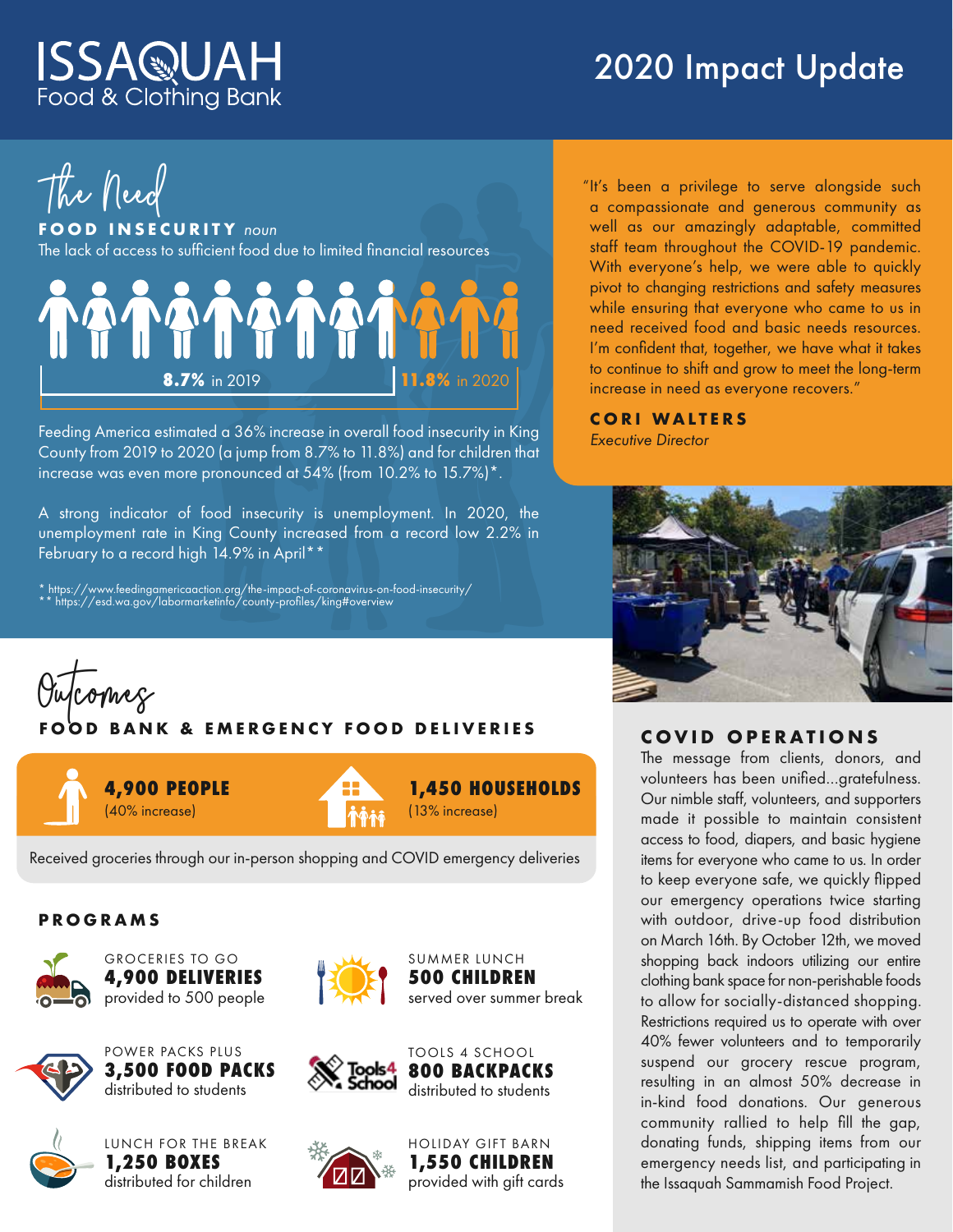# ISSAQUAH Food & Clothing Bank

# 2020 Impact Update

## The Need

**FOOD INSECURITY** *noun*
The lack of access to sufficient food due to limited financial resources

**8.7%** in 2019

**11.8%** in 2020

Feeding America estimated a 36% increase in overall food insecurity in King County from 2019 to 2020 (a jump from 8.7% to 11.8%) and for children that increase was even more pronounced at 54% (from 10.2% to 15.7%)*.

A strong indicator of food insecurity is unemployment. In 2020, the unemployment rate in King County increased from a record low 2.2% in February to a record high 14.9% in April**

* https://www.feedingamericaaction.org/the-impact-of-coronavirus-on-food-insecurity/
** https://esd.wa.gov/labormarketinfo/county-profiles/king#overview

"It's been a privilege to serve alongside such a compassionate and generous community as well as our amazingly adaptable, committed staff team throughout the COVID-19 pandemic. With everyone's help, we were able to quickly pivot to changing restrictions and safety measures while ensuring that everyone who came to us in need received food and basic needs resources. I'm confident that, together, we have what it takes to continue to shift and grow to meet the long-term increase in need as everyone recovers."

**CORI WALTERS**
*Executive Director*

## Outcomes

### FOOD BANK & EMERGENCY FOOD DELIVERIES

**4,900 PEOPLE** (40% increase)

**1,450 HOUSEHOLDS** (13% increase)

Received groceries through our in-person shopping and COVID emergency deliveries

### PROGRAMS

GROCERIES TO GO
**4,900 DELIVERIES**
provided to 500 people

SUMMER LUNCH
**500 CHILDREN**
served over summer break

POWER PACKS PLUS
**3,500 FOOD PACKS**
distributed to students

TOOLS 4 SCHOOL
**800 BACKPACKS**
distributed to students

LUNCH FOR THE BREAK
**1,250 BOXES**
distributed for children

HOLIDAY GIFT BARN
**1,550 CHILDREN**
provided with gift cards

### COVID OPERATIONS

The message from clients, donors, and volunteers has been unified...gratefulness. Our nimble staff, volunteers, and supporters made it possible to maintain consistent access to food, diapers, and basic hygiene items for everyone who came to us. In order to keep everyone safe, we quickly flipped our emergency operations twice starting with outdoor, drive-up food distribution on March 16th. By October 12th, we moved shopping back indoors utilizing our entire clothing bank space for non-perishable foods to allow for socially-distanced shopping. Restrictions required us to operate with over 40% fewer volunteers and to temporarily suspend our grocery rescue program, resulting in an almost 50% decrease in in-kind food donations. Our generous community rallied to help fill the gap, donating funds, shipping items from our emergency needs list, and participating in the Issaquah Sammamish Food Project.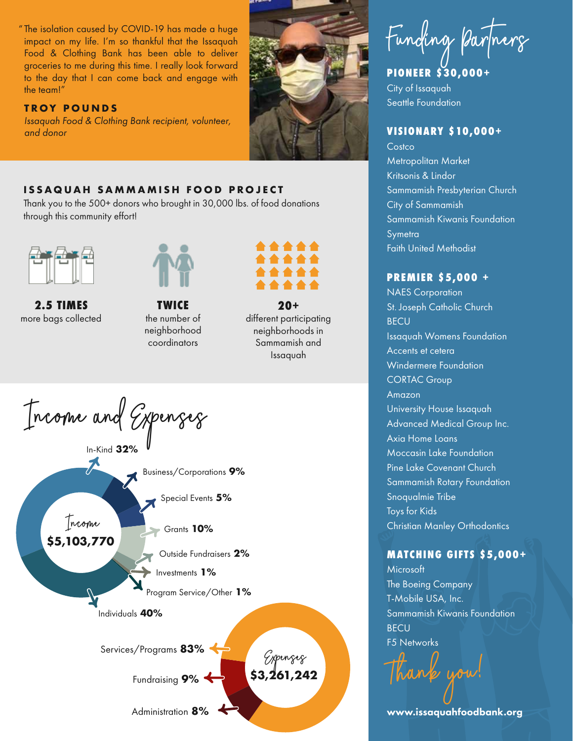"The isolation caused by COVID-19 has made a huge impact on my life. I'm so thankful that the Issaquah Food & Clothing Bank has been able to deliver groceries to me during this time. I really look forward to the day that I can come back and engage with the team!"

**TROY POUNDS**
*Issaquah Food & Clothing Bank recipient, volunteer, and donor*

## ISSAQUAH SAMMAMISH FOOD PROJECT

Thank you to the 500+ donors who brought in 30,000 lbs. of food donations through this community effort!

**2.5 TIMES**
more bags collected

**TWICE**
the number of neighborhood coordinators

**20+**
different participating neighborhoods in Sammamish and Issaquah

## Income and Expenses

Income
$5,103,770

In-Kind **32%**
Business/Corporations **9%**
Special Events **5%**
Grants **10%**
Outside Fundraisers **2%**
Investments **1%**
Program Service/Other **1%**
Individuals **40%**

Expenses
$3,261,242

Services/Programs **83%**
Fundraising **9%**
Administration **8%**

## Funding Partners

### PIONEER $30,000+

City of Issaquah
Seattle Foundation

### VISIONARY $10,000+

Costco
Metropolitan Market
Kritsonis & Lindor
Sammamish Presbyterian Church
City of Sammamish
Sammamish Kiwanis Foundation
Symetra
Faith United Methodist

### PREMIER $5,000 +

NAES Corporation
St. Joseph Catholic Church
BECU
Issaquah Womens Foundation
Accents et cetera
Windermere Foundation
CORTAC Group
Amazon
University House Issaquah
Advanced Medical Group Inc.
Axia Home Loans
Moccasin Lake Foundation
Pine Lake Covenant Church
Sammamish Rotary Foundation
Snoqualmie Tribe
Toys for Kids
Christian Manley Orthodontics

### MATCHING GIFTS $5,000+

Microsoft
The Boeing Company
T-Mobile USA, Inc.
Sammamish Kiwanis Foundation
BECU
F5 Networks

Thank you!

**www.issaquahfoodbank.org**